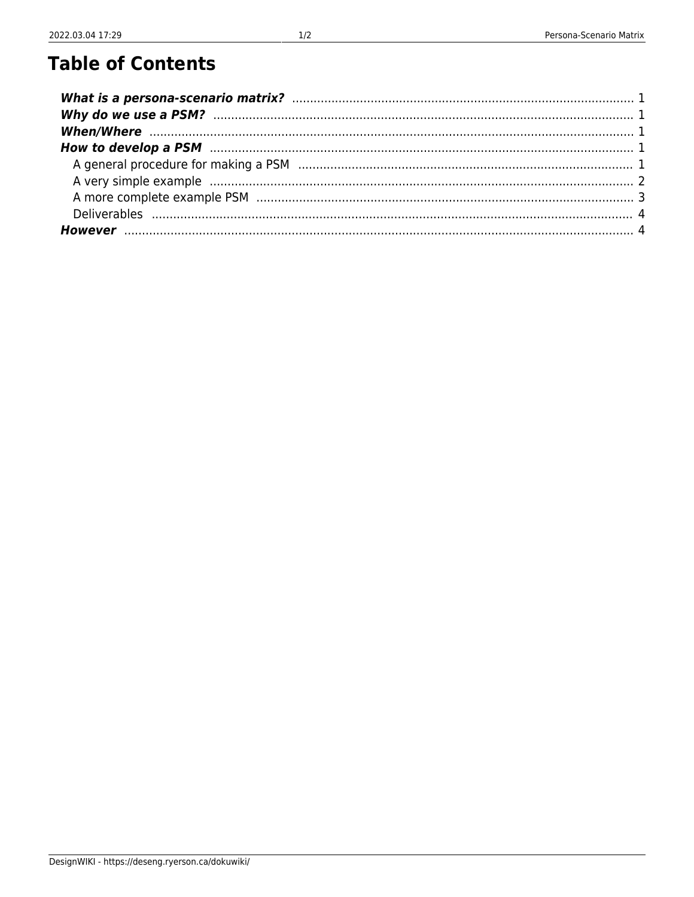# Table of Contents

- ***What is a persona-scenario matrix?*** ..... 1
- ***Why do we use a PSM?*** ..... 1
- ***When/Where*** ..... 1
- ***How to develop a PSM*** ..... 1
  - A general procedure for making a PSM ..... 1
  - A very simple example ..... 2
  - A more complete example PSM ..... 3
  - Deliverables ..... 4
- ***However*** ..... 4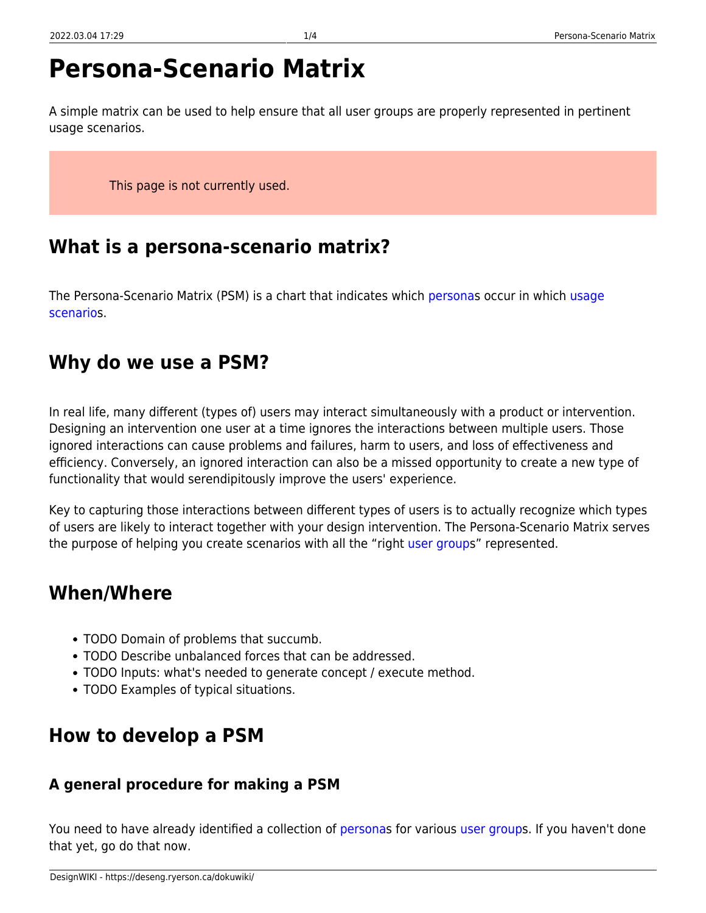# Persona-Scenario Matrix

A simple matrix can be used to help ensure that all user groups are properly represented in pertinent usage scenarios.

> This page is not currently used.

## What is a persona-scenario matrix?

The Persona-Scenario Matrix (PSM) is a chart that indicates which personas occur in which usage scenarios.

## Why do we use a PSM?

In real life, many different (types of) users may interact simultaneously with a product or intervention. Designing an intervention one user at a time ignores the interactions between multiple users. Those ignored interactions can cause problems and failures, harm to users, and loss of effectiveness and efficiency. Conversely, an ignored interaction can also be a missed opportunity to create a new type of functionality that would serendipitously improve the users' experience.

Key to capturing those interactions between different types of users is to actually recognize which types of users are likely to interact together with your design intervention. The Persona-Scenario Matrix serves the purpose of helping you create scenarios with all the “right user groups” represented.

## When/Where

- TODO Domain of problems that succumb.
- TODO Describe unbalanced forces that can be addressed.
- TODO Inputs: what's needed to generate concept / execute method.
- TODO Examples of typical situations.

## How to develop a PSM

### A general procedure for making a PSM

You need to have already identified a collection of personas for various user groups. If you haven't done that yet, go do that now.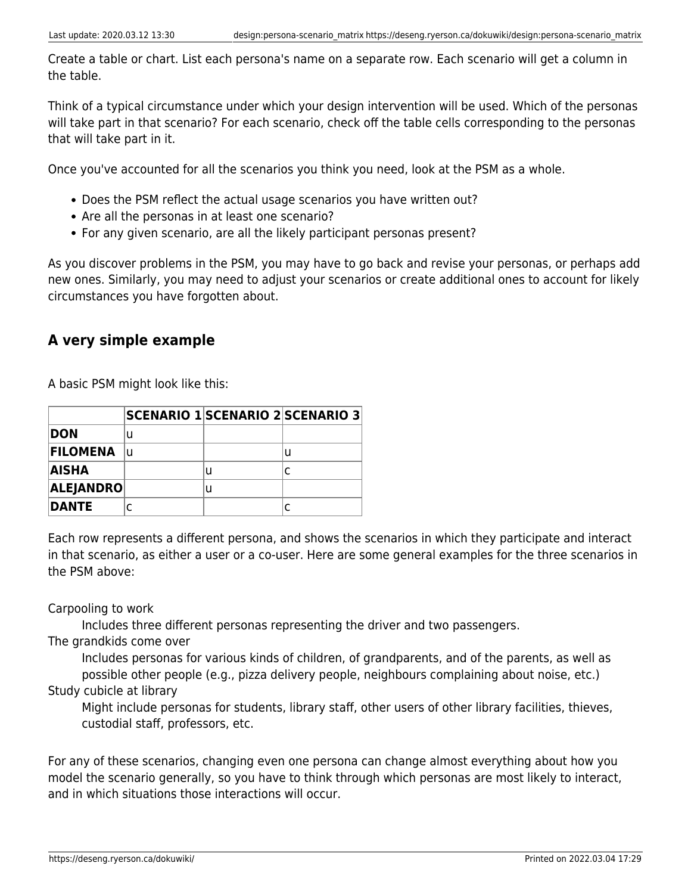Create a table or chart. List each persona's name on a separate row. Each scenario will get a column in the table.

Think of a typical circumstance under which your design intervention will be used. Which of the personas will take part in that scenario? For each scenario, check off the table cells corresponding to the personas that will take part in it.

Once you've accounted for all the scenarios you think you need, look at the PSM as a whole.

- Does the PSM reflect the actual usage scenarios you have written out?
- Are all the personas in at least one scenario?
- For any given scenario, are all the likely participant personas present?

As you discover problems in the PSM, you may have to go back and revise your personas, or perhaps add new ones. Similarly, you may need to adjust your scenarios or create additional ones to account for likely circumstances you have forgotten about.

## A very simple example

A basic PSM might look like this:

| | **SCENARIO 1** | **SCENARIO 2** | **SCENARIO 3** |
|---|---|---|---|
| **DON** | u | | |
| **FILOMENA** | u | | u |
| **AISHA** | | u | c |
| **ALEJANDRO** | | u | |
| **DANTE** | c | | c |

Each row represents a different persona, and shows the scenarios in which they participate and interact in that scenario, as either a user or a co-user. Here are some general examples for the three scenarios in the PSM above:

Carpooling to work
: Includes three different personas representing the driver and two passengers.

The grandkids come over
: Includes personas for various kinds of children, of grandparents, and of the parents, as well as possible other people (e.g., pizza delivery people, neighbours complaining about noise, etc.)

Study cubicle at library
: Might include personas for students, library staff, other users of other library facilities, thieves, custodial staff, professors, etc.

For any of these scenarios, changing even one persona can change almost everything about how you model the scenario generally, so you have to think through which personas are most likely to interact, and in which situations those interactions will occur.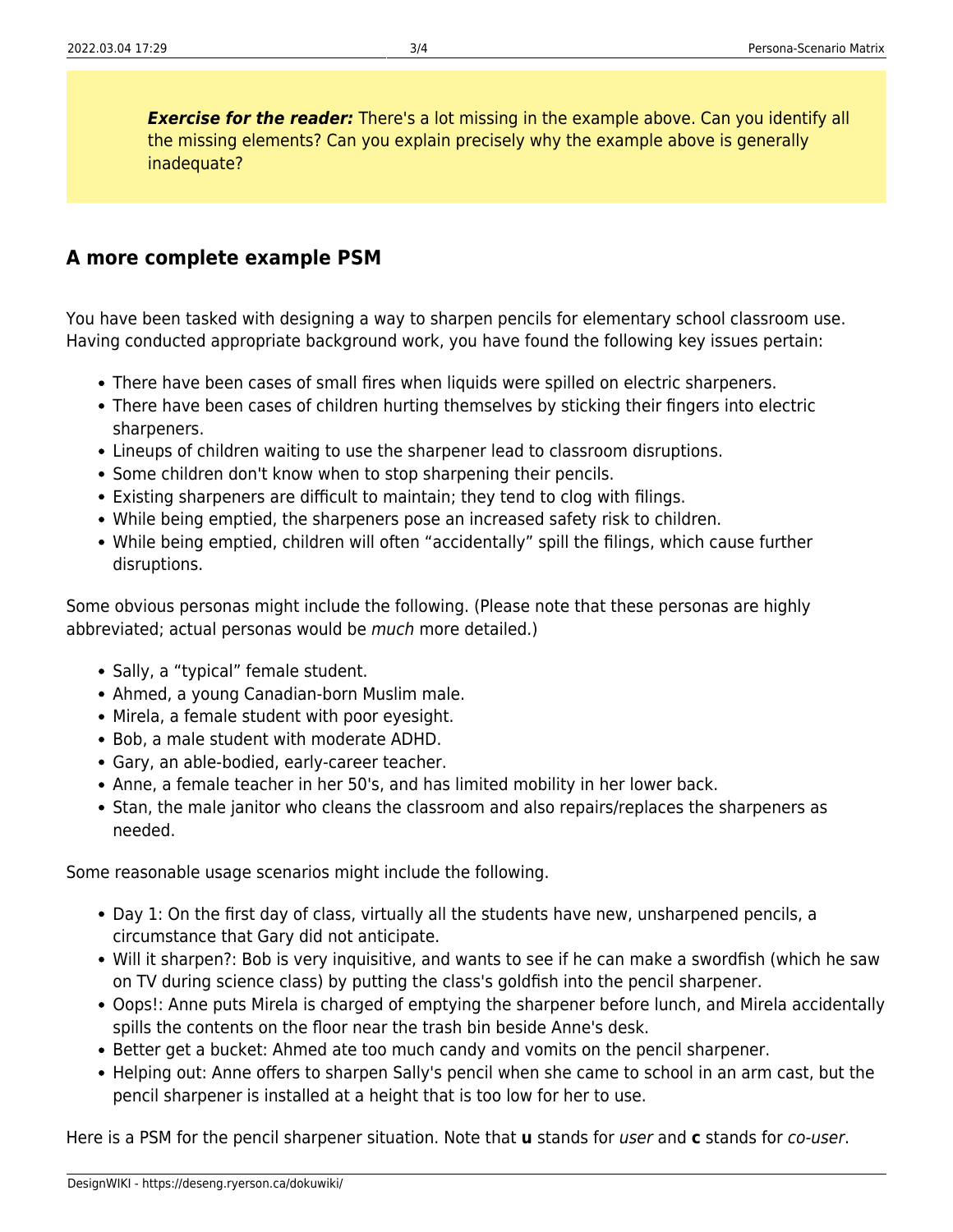***Exercise for the reader:*** There's a lot missing in the example above. Can you identify all the missing elements? Can you explain precisely why the example above is generally inadequate?

## A more complete example PSM

You have been tasked with designing a way to sharpen pencils for elementary school classroom use. Having conducted appropriate background work, you have found the following key issues pertain:

- There have been cases of small fires when liquids were spilled on electric sharpeners.
- There have been cases of children hurting themselves by sticking their fingers into electric sharpeners.
- Lineups of children waiting to use the sharpener lead to classroom disruptions.
- Some children don't know when to stop sharpening their pencils.
- Existing sharpeners are difficult to maintain; they tend to clog with filings.
- While being emptied, the sharpeners pose an increased safety risk to children.
- While being emptied, children will often "accidentally" spill the filings, which cause further disruptions.

Some obvious personas might include the following. (Please note that these personas are highly abbreviated; actual personas would be *much* more detailed.)

- Sally, a "typical" female student.
- Ahmed, a young Canadian-born Muslim male.
- Mirela, a female student with poor eyesight.
- Bob, a male student with moderate ADHD.
- Gary, an able-bodied, early-career teacher.
- Anne, a female teacher in her 50's, and has limited mobility in her lower back.
- Stan, the male janitor who cleans the classroom and also repairs/replaces the sharpeners as needed.

Some reasonable usage scenarios might include the following.

- Day 1: On the first day of class, virtually all the students have new, unsharpened pencils, a circumstance that Gary did not anticipate.
- Will it sharpen?: Bob is very inquisitive, and wants to see if he can make a swordfish (which he saw on TV during science class) by putting the class's goldfish into the pencil sharpener.
- Oops!: Anne puts Mirela is charged of emptying the sharpener before lunch, and Mirela accidentally spills the contents on the floor near the trash bin beside Anne's desk.
- Better get a bucket: Ahmed ate too much candy and vomits on the pencil sharpener.
- Helping out: Anne offers to sharpen Sally's pencil when she came to school in an arm cast, but the pencil sharpener is installed at a height that is too low for her to use.

Here is a PSM for the pencil sharpener situation. Note that **u** stands for *user* and **c** stands for *co-user*.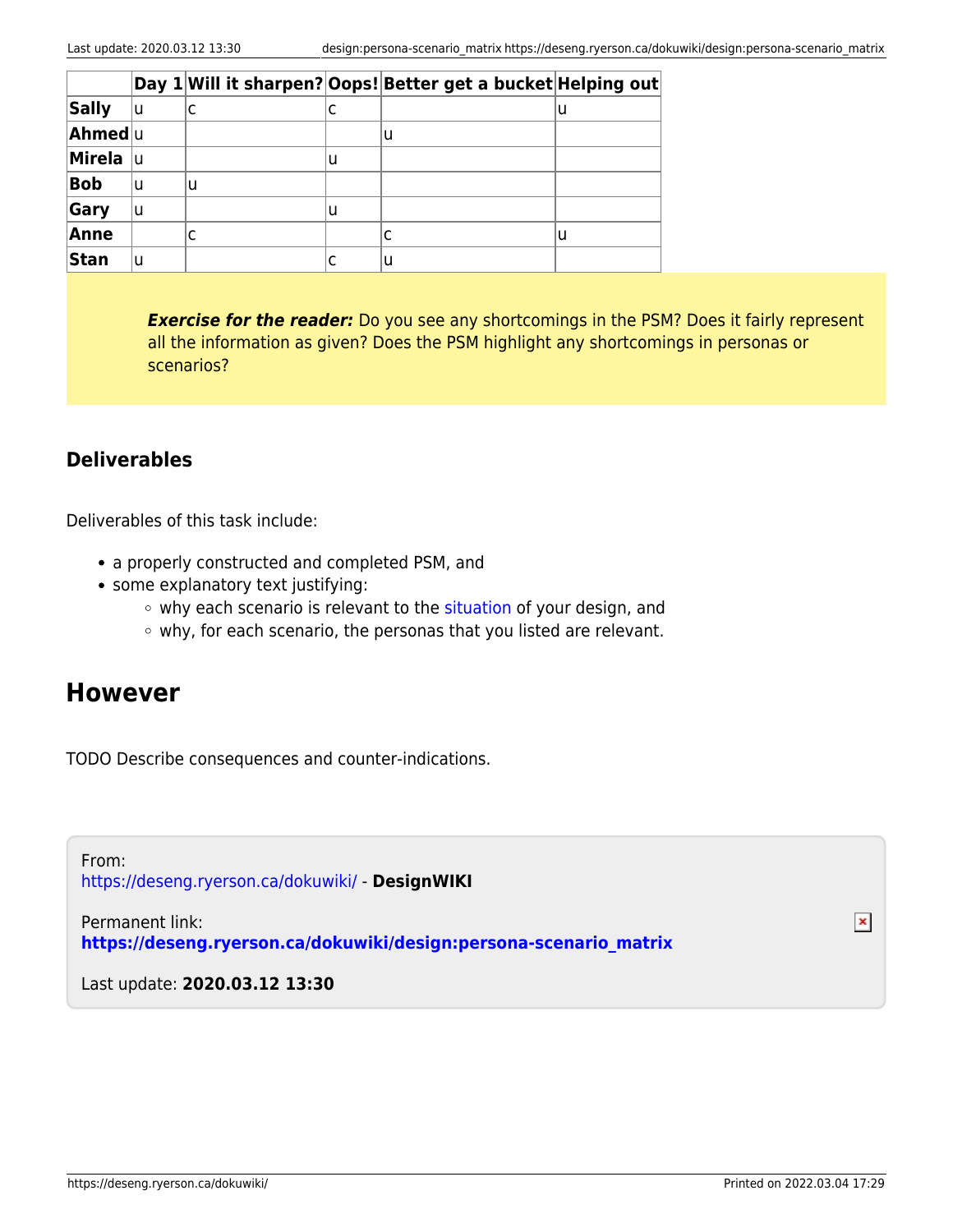| | Day 1 | Will it sharpen? | Oops! | Better get a bucket | Helping out |
|---|---|---|---|---|---|
| **Sally** | u | c | c | | u |
| **Ahmed** | u | | | u | |
| **Mirela** | u | | u | | |
| **Bob** | u | u | | | |
| **Gary** | u | | u | | |
| **Anne** | | c | | c | u |
| **Stan** | u | | c | u | |

> ***Exercise for the reader:*** Do you see any shortcomings in the PSM? Does it fairly represent all the information as given? Does the PSM highlight any shortcomings in personas or scenarios?

### Deliverables

Deliverables of this task include:

- a properly constructed and completed PSM, and
- some explanatory text justifying:
  - why each scenario is relevant to the situation of your design, and
  - why, for each scenario, the personas that you listed are relevant.

## However

TODO Describe consequences and counter-indications.

From:
https://deseng.ryerson.ca/dokuwiki/ - **DesignWIKI**

Permanent link:
**https://deseng.ryerson.ca/dokuwiki/design:persona-scenario_matrix**

Last update: **2020.03.12 13:30**